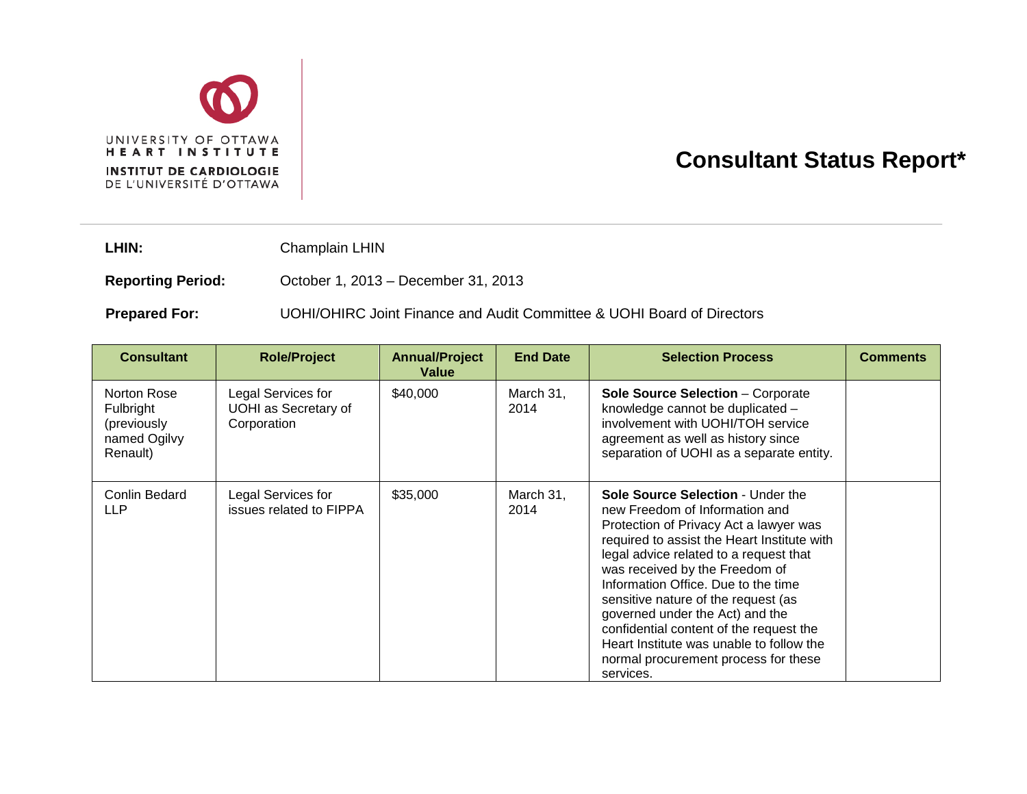UNIVERSITY OF OTTAWA HEART INSTITUTE

INSTITUT DE CARDIOLOGIE DE L'UNIVERSITÉ D'OTTAWA

# Consultant Status Report*

**LHIN:** Champlain LHIN

**Reporting Period:** October 1, 2013 – December 31, 2013

**Prepared For:** UOHI/OHIRC Joint Finance and Audit Committee & UOHI Board of Directors

| Consultant | Role/Project | Annual/Project Value | End Date | Selection Process | Comments |
|---|---|---|---|---|---|
| Norton Rose Fulbright (previously named Ogilvy Renault) | Legal Services for UOHI as Secretary of Corporation | $40,000 | March 31, 2014 | **Sole Source Selection** – Corporate knowledge cannot be duplicated – involvement with UOHI/TOH service agreement as well as history since separation of UOHI as a separate entity. | |
| Conlin Bedard LLP | Legal Services for issues related to FIPPA | $35,000 | March 31, 2014 | **Sole Source Selection** - Under the new Freedom of Information and Protection of Privacy Act a lawyer was required to assist the Heart Institute with legal advice related to a request that was received by the Freedom of Information Office. Due to the time sensitive nature of the request (as governed under the Act) and the confidential content of the request the Heart Institute was unable to follow the normal procurement process for these services. | |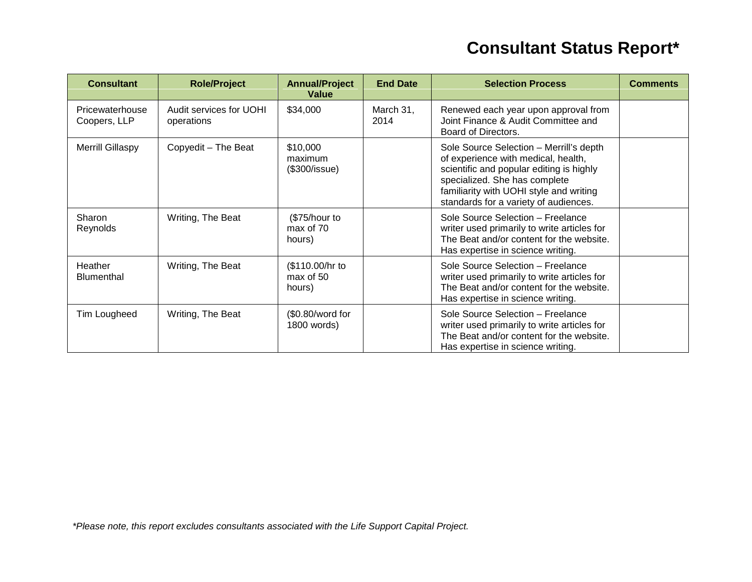# Consultant Status Report*

| Consultant | Role/Project | Annual/Project Value | End Date | Selection Process | Comments |
|---|---|---|---|---|---|
| Pricewaterhouse Coopers, LLP | Audit services for UOHI operations | $34,000 | March 31, 2014 | Renewed each year upon approval from Joint Finance & Audit Committee and Board of Directors. | |
| Merrill Gillaspy | Copyedit – The Beat | $10,000 maximum ($300/issue) | | Sole Source Selection – Merrill's depth of experience with medical, health, scientific and popular editing is highly specialized. She has complete familiarity with UOHI style and writing standards for a variety of audiences. | |
| Sharon Reynolds | Writing, The Beat | ($75/hour to max of 70 hours) | | Sole Source Selection – Freelance writer used primarily to write articles for The Beat and/or content for the website. Has expertise in science writing. | |
| Heather Blumenthal | Writing, The Beat | ($110.00/hr to max of 50 hours) | | Sole Source Selection – Freelance writer used primarily to write articles for The Beat and/or content for the website. Has expertise in science writing. | |
| Tim Lougheed | Writing, The Beat | ($0.80/word for 1800 words) | | Sole Source Selection – Freelance writer used primarily to write articles for The Beat and/or content for the website. Has expertise in science writing. | |

*\*Please note, this report excludes consultants associated with the Life Support Capital Project.*